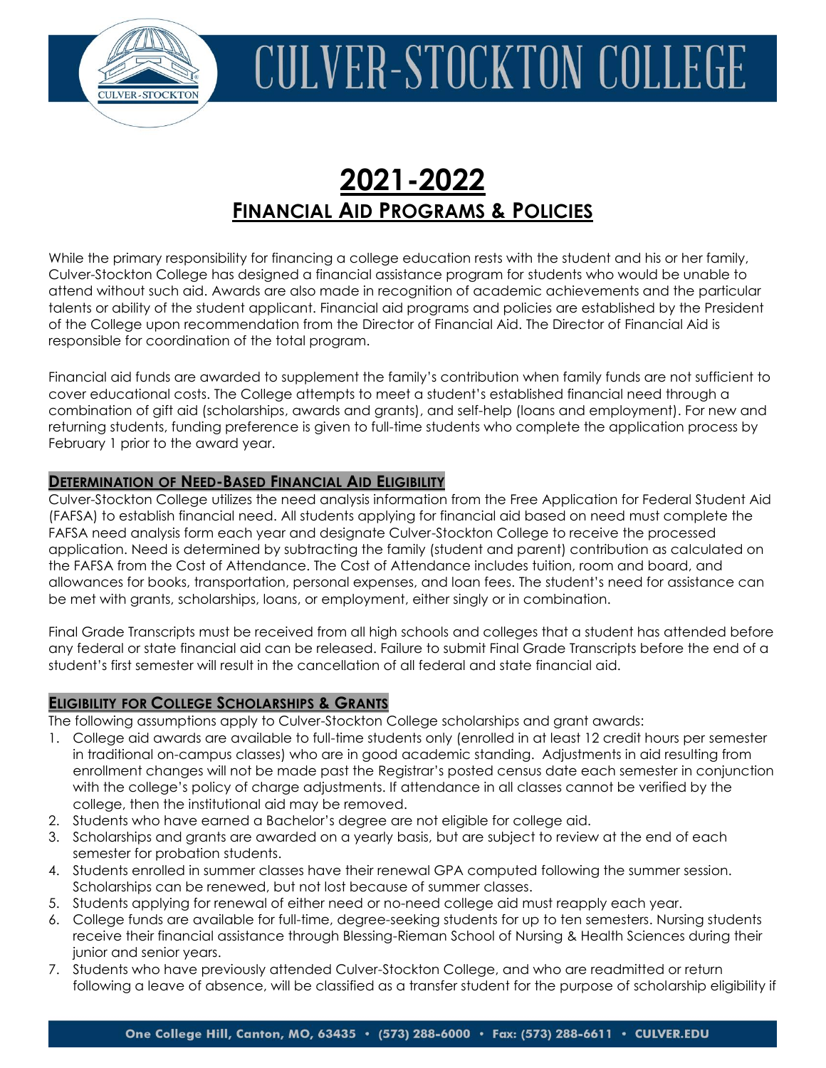# CULVER-STOCKTON COLLEGE

# 2021-2022
## FINANCIAL AID PROGRAMS & POLICIES

While the primary responsibility for financing a college education rests with the student and his or her family, Culver-Stockton College has designed a financial assistance program for students who would be unable to attend without such aid. Awards are also made in recognition of academic achievements and the particular talents or ability of the student applicant. Financial aid programs and policies are established by the President of the College upon recommendation from the Director of Financial Aid. The Director of Financial Aid is responsible for coordination of the total program.

Financial aid funds are awarded to supplement the family's contribution when family funds are not sufficient to cover educational costs. The College attempts to meet a student's established financial need through a combination of gift aid (scholarships, awards and grants), and self-help (loans and employment). For new and returning students, funding preference is given to full-time students who complete the application process by February 1 prior to the award year.

### DETERMINATION OF NEED-BASED FINANCIAL AID ELIGIBILITY

Culver-Stockton College utilizes the need analysis information from the Free Application for Federal Student Aid (FAFSA) to establish financial need. All students applying for financial aid based on need must complete the FAFSA need analysis form each year and designate Culver-Stockton College to receive the processed application. Need is determined by subtracting the family (student and parent) contribution as calculated on the FAFSA from the Cost of Attendance. The Cost of Attendance includes tuition, room and board, and allowances for books, transportation, personal expenses, and loan fees. The student's need for assistance can be met with grants, scholarships, loans, or employment, either singly or in combination.

Final Grade Transcripts must be received from all high schools and colleges that a student has attended before any federal or state financial aid can be released. Failure to submit Final Grade Transcripts before the end of a student's first semester will result in the cancellation of all federal and state financial aid.

### ELIGIBILITY FOR COLLEGE SCHOLARSHIPS & GRANTS

The following assumptions apply to Culver-Stockton College scholarships and grant awards:

1. College aid awards are available to full-time students only (enrolled in at least 12 credit hours per semester in traditional on-campus classes) who are in good academic standing. Adjustments in aid resulting from enrollment changes will not be made past the Registrar's posted census date each semester in conjunction with the college's policy of charge adjustments. If attendance in all classes cannot be verified by the college, then the institutional aid may be removed.
2. Students who have earned a Bachelor's degree are not eligible for college aid.
3. Scholarships and grants are awarded on a yearly basis, but are subject to review at the end of each semester for probation students.
4. Students enrolled in summer classes have their renewal GPA computed following the summer session. Scholarships can be renewed, but not lost because of summer classes.
5. Students applying for renewal of either need or no-need college aid must reapply each year.
6. College funds are available for full-time, degree-seeking students for up to ten semesters. Nursing students receive their financial assistance through Blessing-Rieman School of Nursing & Health Sciences during their junior and senior years.
7. Students who have previously attended Culver-Stockton College, and who are readmitted or return following a leave of absence, will be classified as a transfer student for the purpose of scholarship eligibility if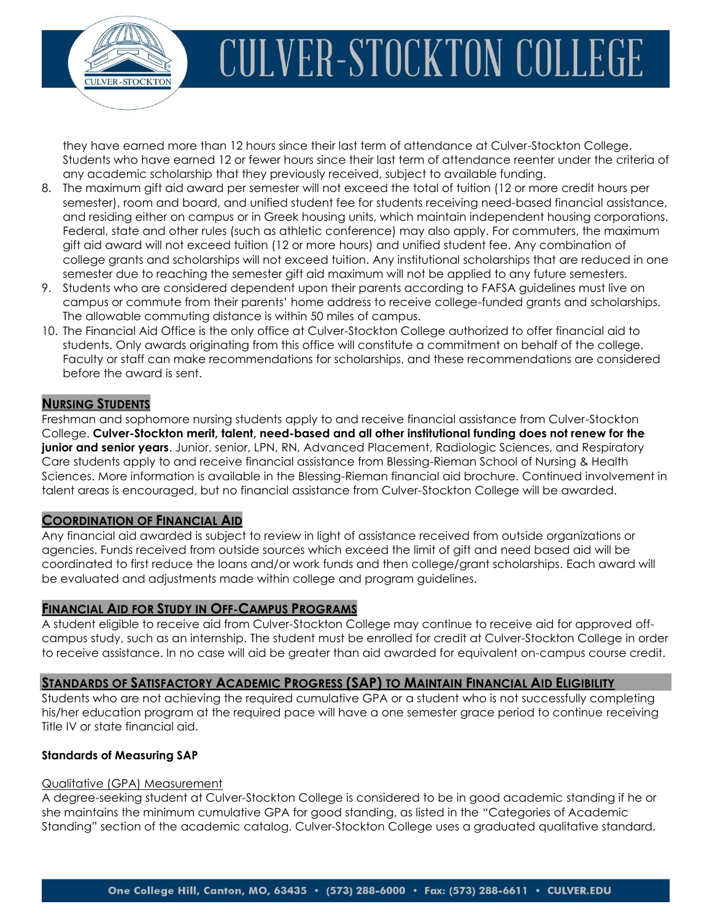they have earned more than 12 hours since their last term of attendance at Culver-Stockton College. Students who have earned 12 or fewer hours since their last term of attendance reenter under the criteria of any academic scholarship that they previously received, subject to available funding.

8. The maximum gift aid award per semester will not exceed the total of tuition (12 or more credit hours per semester), room and board, and unified student fee for students receiving need-based financial assistance, and residing either on campus or in Greek housing units, which maintain independent housing corporations. Federal, state and other rules (such as athletic conference) may also apply. For commuters, the maximum gift aid award will not exceed tuition (12 or more hours) and unified student fee. Any combination of college grants and scholarships will not exceed tuition. Any institutional scholarships that are reduced in one semester due to reaching the semester gift aid maximum will not be applied to any future semesters.
9. Students who are considered dependent upon their parents according to FAFSA guidelines must live on campus or commute from their parents' home address to receive college-funded grants and scholarships. The allowable commuting distance is within 50 miles of campus.
10. The Financial Aid Office is the only office at Culver-Stockton College authorized to offer financial aid to students. Only awards originating from this office will constitute a commitment on behalf of the college. Faculty or staff can make recommendations for scholarships, and these recommendations are considered before the award is sent.

## Nursing Students

Freshman and sophomore nursing students apply to and receive financial assistance from Culver-Stockton College. **Culver-Stockton merit, talent, need-based and all other institutional funding does not renew for the junior and senior years**. Junior, senior, LPN, RN, Advanced Placement, Radiologic Sciences, and Respiratory Care students apply to and receive financial assistance from Blessing-Rieman School of Nursing & Health Sciences. More information is available in the Blessing-Rieman financial aid brochure. Continued involvement in talent areas is encouraged, but no financial assistance from Culver-Stockton College will be awarded.

## Coordination of Financial Aid

Any financial aid awarded is subject to review in light of assistance received from outside organizations or agencies. Funds received from outside sources which exceed the limit of gift and need based aid will be coordinated to first reduce the loans and/or work funds and then college/grant scholarships. Each award will be evaluated and adjustments made within college and program guidelines.

## Financial Aid for Study in Off-Campus Programs

A student eligible to receive aid from Culver-Stockton College may continue to receive aid for approved off-campus study, such as an internship. The student must be enrolled for credit at Culver-Stockton College in order to receive assistance. In no case will aid be greater than aid awarded for equivalent on-campus course credit.

## Standards of Satisfactory Academic Progress (SAP) to Maintain Financial Aid Eligibility

Students who are not achieving the required cumulative GPA or a student who is not successfully completing his/her education program at the required pace will have a one semester grace period to continue receiving Title IV or state financial aid.

### Standards of Measuring SAP

Qualitative (GPA) Measurement

A degree-seeking student at Culver-Stockton College is considered to be in good academic standing if he or she maintains the minimum cumulative GPA for good standing, as listed in the "Categories of Academic Standing" section of the academic catalog. Culver-Stockton College uses a graduated qualitative standard.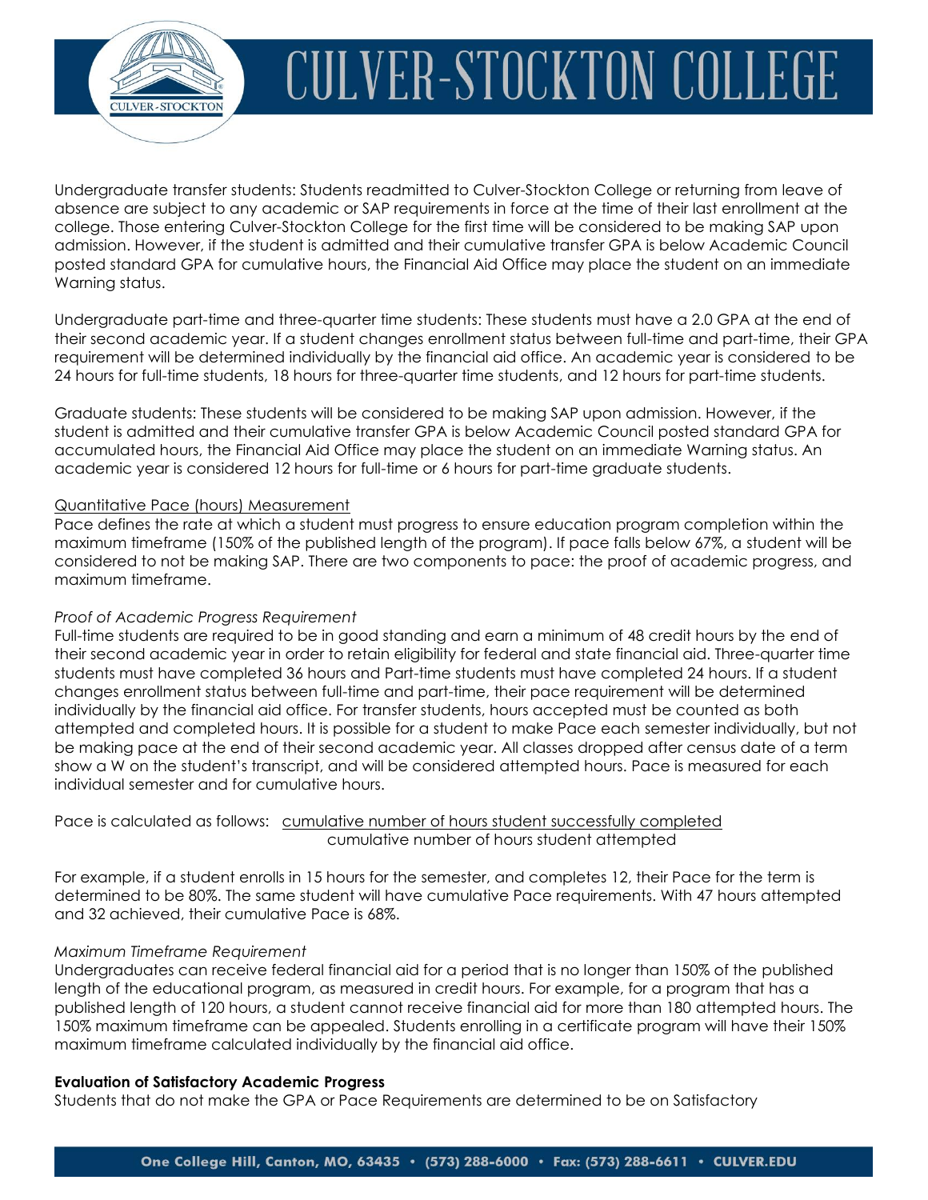Undergraduate transfer students: Students readmitted to Culver-Stockton College or returning from leave of absence are subject to any academic or SAP requirements in force at the time of their last enrollment at the college. Those entering Culver-Stockton College for the first time will be considered to be making SAP upon admission. However, if the student is admitted and their cumulative transfer GPA is below Academic Council posted standard GPA for cumulative hours, the Financial Aid Office may place the student on an immediate Warning status.

Undergraduate part-time and three-quarter time students: These students must have a 2.0 GPA at the end of their second academic year. If a student changes enrollment status between full-time and part-time, their GPA requirement will be determined individually by the financial aid office. An academic year is considered to be 24 hours for full-time students, 18 hours for three-quarter time students, and 12 hours for part-time students.

Graduate students: These students will be considered to be making SAP upon admission. However, if the student is admitted and their cumulative transfer GPA is below Academic Council posted standard GPA for accumulated hours, the Financial Aid Office may place the student on an immediate Warning status. An academic year is considered 12 hours for full-time or 6 hours for part-time graduate students.

<u>Quantitative Pace (hours) Measurement</u>

Pace defines the rate at which a student must progress to ensure education program completion within the maximum timeframe (150% of the published length of the program). If pace falls below 67%, a student will be considered to not be making SAP. There are two components to pace: the proof of academic progress, and maximum timeframe.

*Proof of Academic Progress Requirement*

Full-time students are required to be in good standing and earn a minimum of 48 credit hours by the end of their second academic year in order to retain eligibility for federal and state financial aid. Three-quarter time students must have completed 36 hours and Part-time students must have completed 24 hours. If a student changes enrollment status between full-time and part-time, their pace requirement will be determined individually by the financial aid office. For transfer students, hours accepted must be counted as both attempted and completed hours. It is possible for a student to make Pace each semester individually, but not be making pace at the end of their second academic year. All classes dropped after census date of a term show a W on the student's transcript, and will be considered attempted hours. Pace is measured for each individual semester and for cumulative hours.

Pace is calculated as follows:

$$\frac{\text{cumulative number of hours student successfully completed}}{\text{cumulative number of hours student attempted}}$$

For example, if a student enrolls in 15 hours for the semester, and completes 12, their Pace for the term is determined to be 80%. The same student will have cumulative Pace requirements. With 47 hours attempted and 32 achieved, their cumulative Pace is 68%.

*Maximum Timeframe Requirement*

Undergraduates can receive federal financial aid for a period that is no longer than 150% of the published length of the educational program, as measured in credit hours. For example, for a program that has a published length of 120 hours, a student cannot receive financial aid for more than 180 attempted hours. The 150% maximum timeframe can be appealed. Students enrolling in a certificate program will have their 150% maximum timeframe calculated individually by the financial aid office.

**Evaluation of Satisfactory Academic Progress**

Students that do not make the GPA or Pace Requirements are determined to be on Satisfactory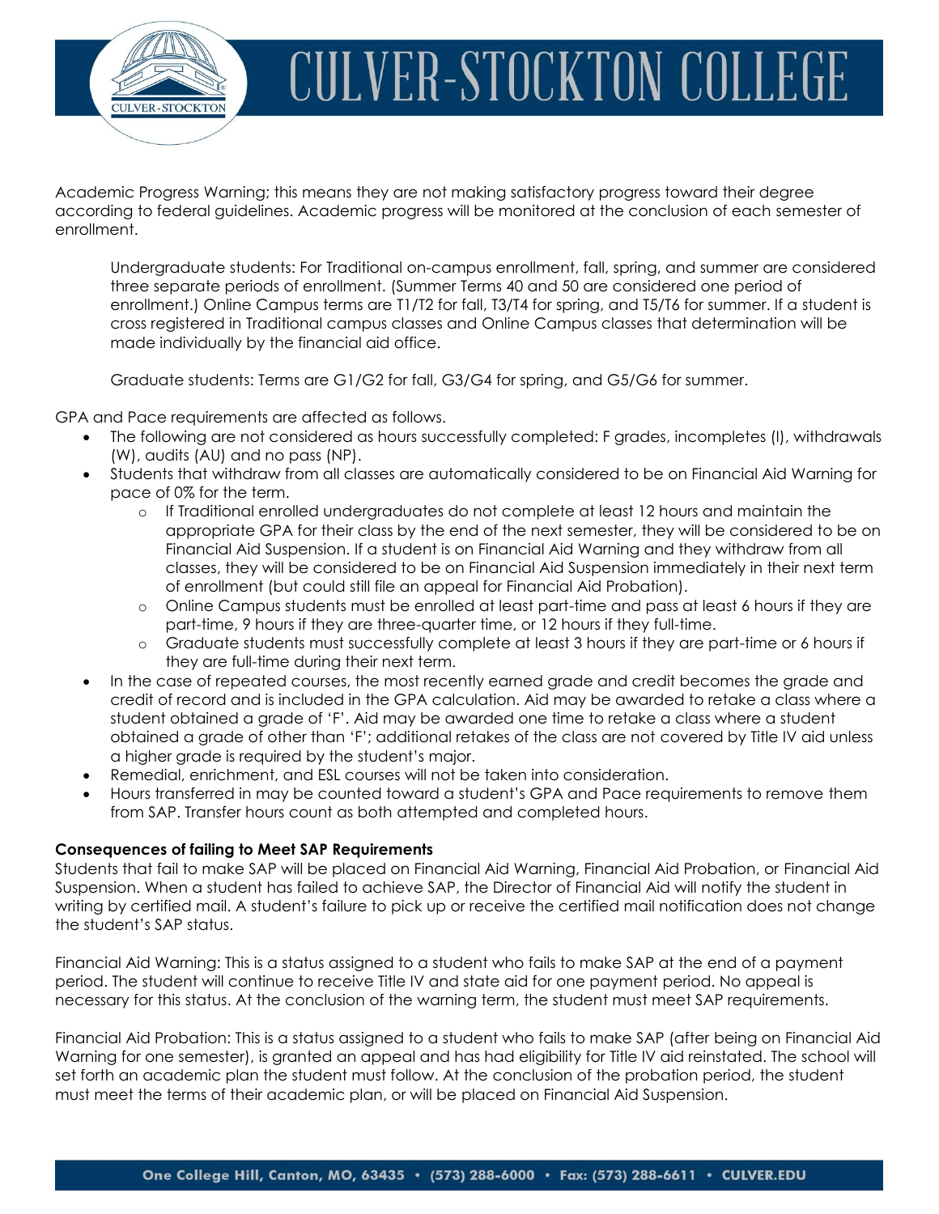Academic Progress Warning; this means they are not making satisfactory progress toward their degree according to federal guidelines. Academic progress will be monitored at the conclusion of each semester of enrollment.

> Undergraduate students: For Traditional on-campus enrollment, fall, spring, and summer are considered three separate periods of enrollment. (Summer Terms 40 and 50 are considered one period of enrollment.) Online Campus terms are T1/T2 for fall, T3/T4 for spring, and T5/T6 for summer. If a student is cross registered in Traditional campus classes and Online Campus classes that determination will be made individually by the financial aid office.
>
> Graduate students: Terms are G1/G2 for fall, G3/G4 for spring, and G5/G6 for summer.

GPA and Pace requirements are affected as follows.

- The following are not considered as hours successfully completed: F grades, incompletes (I), withdrawals (W), audits (AU) and no pass (NP).
- Students that withdraw from all classes are automatically considered to be on Financial Aid Warning for pace of 0% for the term.
  - If Traditional enrolled undergraduates do not complete at least 12 hours and maintain the appropriate GPA for their class by the end of the next semester, they will be considered to be on Financial Aid Suspension. If a student is on Financial Aid Warning and they withdraw from all classes, they will be considered to be on Financial Aid Suspension immediately in their next term of enrollment (but could still file an appeal for Financial Aid Probation).
  - Online Campus students must be enrolled at least part-time and pass at least 6 hours if they are part-time, 9 hours if they are three-quarter time, or 12 hours if they full-time.
  - Graduate students must successfully complete at least 3 hours if they are part-time or 6 hours if they are full-time during their next term.
- In the case of repeated courses, the most recently earned grade and credit becomes the grade and credit of record and is included in the GPA calculation. Aid may be awarded to retake a class where a student obtained a grade of 'F'. Aid may be awarded one time to retake a class where a student obtained a grade of other than 'F'; additional retakes of the class are not covered by Title IV aid unless a higher grade is required by the student's major.
- Remedial, enrichment, and ESL courses will not be taken into consideration.
- Hours transferred in may be counted toward a student's GPA and Pace requirements to remove them from SAP. Transfer hours count as both attempted and completed hours.

**Consequences of failing to Meet SAP Requirements**

Students that fail to make SAP will be placed on Financial Aid Warning, Financial Aid Probation, or Financial Aid Suspension. When a student has failed to achieve SAP, the Director of Financial Aid will notify the student in writing by certified mail. A student's failure to pick up or receive the certified mail notification does not change the student's SAP status.

Financial Aid Warning: This is a status assigned to a student who fails to make SAP at the end of a payment period. The student will continue to receive Title IV and state aid for one payment period. No appeal is necessary for this status. At the conclusion of the warning term, the student must meet SAP requirements.

Financial Aid Probation: This is a status assigned to a student who fails to make SAP (after being on Financial Aid Warning for one semester), is granted an appeal and has had eligibility for Title IV aid reinstated. The school will set forth an academic plan the student must follow. At the conclusion of the probation period, the student must meet the terms of their academic plan, or will be placed on Financial Aid Suspension.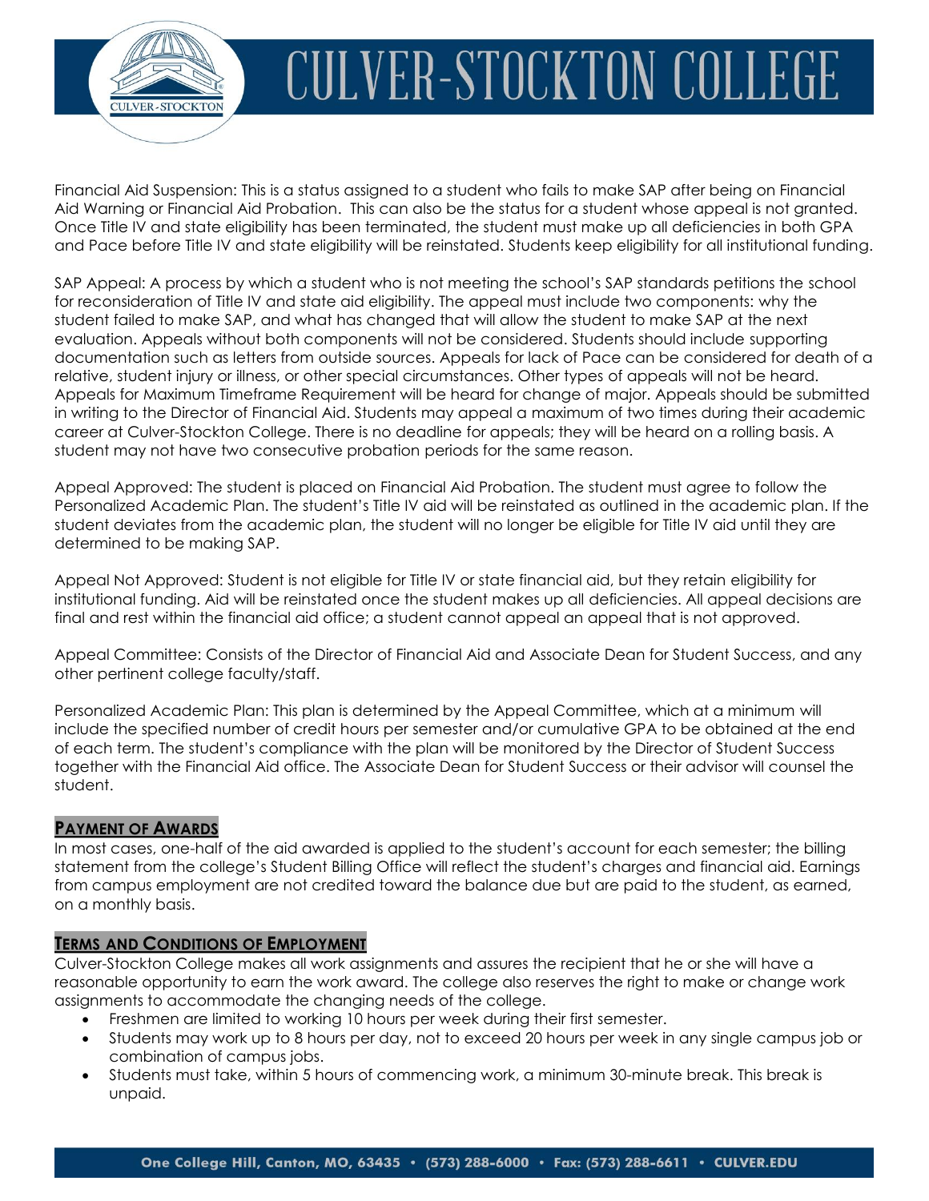Financial Aid Suspension: This is a status assigned to a student who fails to make SAP after being on Financial Aid Warning or Financial Aid Probation. This can also be the status for a student whose appeal is not granted. Once Title IV and state eligibility has been terminated, the student must make up all deficiencies in both GPA and Pace before Title IV and state eligibility will be reinstated. Students keep eligibility for all institutional funding.

SAP Appeal: A process by which a student who is not meeting the school's SAP standards petitions the school for reconsideration of Title IV and state aid eligibility. The appeal must include two components: why the student failed to make SAP, and what has changed that will allow the student to make SAP at the next evaluation. Appeals without both components will not be considered. Students should include supporting documentation such as letters from outside sources. Appeals for lack of Pace can be considered for death of a relative, student injury or illness, or other special circumstances. Other types of appeals will not be heard. Appeals for Maximum Timeframe Requirement will be heard for change of major. Appeals should be submitted in writing to the Director of Financial Aid. Students may appeal a maximum of two times during their academic career at Culver-Stockton College. There is no deadline for appeals; they will be heard on a rolling basis. A student may not have two consecutive probation periods for the same reason.

Appeal Approved: The student is placed on Financial Aid Probation. The student must agree to follow the Personalized Academic Plan. The student's Title IV aid will be reinstated as outlined in the academic plan. If the student deviates from the academic plan, the student will no longer be eligible for Title IV aid until they are determined to be making SAP.

Appeal Not Approved: Student is not eligible for Title IV or state financial aid, but they retain eligibility for institutional funding. Aid will be reinstated once the student makes up all deficiencies. All appeal decisions are final and rest within the financial aid office; a student cannot appeal an appeal that is not approved.

Appeal Committee: Consists of the Director of Financial Aid and Associate Dean for Student Success, and any other pertinent college faculty/staff.

Personalized Academic Plan: This plan is determined by the Appeal Committee, which at a minimum will include the specified number of credit hours per semester and/or cumulative GPA to be obtained at the end of each term. The student's compliance with the plan will be monitored by the Director of Student Success together with the Financial Aid office. The Associate Dean for Student Success or their advisor will counsel the student.

## Payment of Awards

In most cases, one-half of the aid awarded is applied to the student's account for each semester; the billing statement from the college's Student Billing Office will reflect the student's charges and financial aid. Earnings from campus employment are not credited toward the balance due but are paid to the student, as earned, on a monthly basis.

## Terms and Conditions of Employment

Culver-Stockton College makes all work assignments and assures the recipient that he or she will have a reasonable opportunity to earn the work award. The college also reserves the right to make or change work assignments to accommodate the changing needs of the college.

- Freshmen are limited to working 10 hours per week during their first semester.
- Students may work up to 8 hours per day, not to exceed 20 hours per week in any single campus job or combination of campus jobs.
- Students must take, within 5 hours of commencing work, a minimum 30-minute break. This break is unpaid.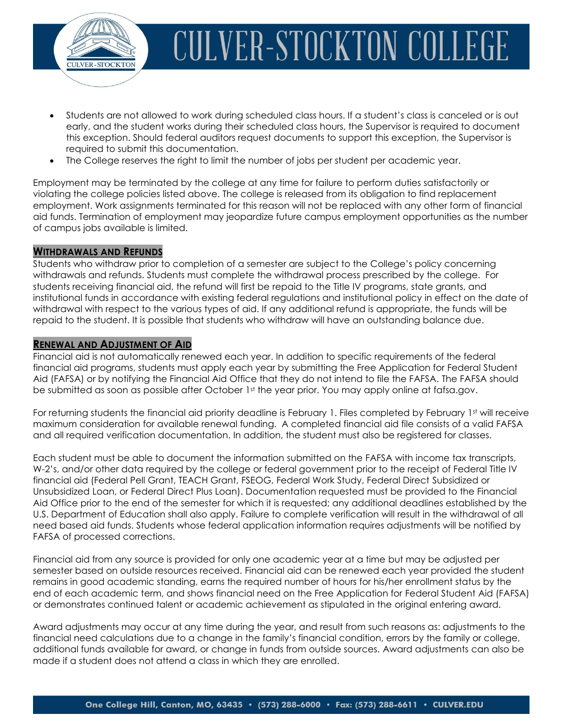- Students are not allowed to work during scheduled class hours. If a student's class is canceled or is out early, and the student works during their scheduled class hours, the Supervisor is required to document this exception. Should federal auditors request documents to support this exception, the Supervisor is required to submit this documentation.
- The College reserves the right to limit the number of jobs per student per academic year.

Employment may be terminated by the college at any time for failure to perform duties satisfactorily or violating the college policies listed above. The college is released from its obligation to find replacement employment. Work assignments terminated for this reason will not be replaced with any other form of financial aid funds. Termination of employment may jeopardize future campus employment opportunities as the number of campus jobs available is limited.

## WITHDRAWALS AND REFUNDS

Students who withdraw prior to completion of a semester are subject to the College's policy concerning withdrawals and refunds. Students must complete the withdrawal process prescribed by the college. For students receiving financial aid, the refund will first be repaid to the Title IV programs, state grants, and institutional funds in accordance with existing federal regulations and institutional policy in effect on the date of withdrawal with respect to the various types of aid. If any additional refund is appropriate, the funds will be repaid to the student. It is possible that students who withdraw will have an outstanding balance due.

## RENEWAL AND ADJUSTMENT OF AID

Financial aid is not automatically renewed each year. In addition to specific requirements of the federal financial aid programs, students must apply each year by submitting the Free Application for Federal Student Aid (FAFSA) or by notifying the Financial Aid Office that they do not intend to file the FAFSA. The FAFSA should be submitted as soon as possible after October 1st the year prior. You may apply online at fafsa.gov.

For returning students the financial aid priority deadline is February 1. Files completed by February 1st will receive maximum consideration for available renewal funding. A completed financial aid file consists of a valid FAFSA and all required verification documentation. In addition, the student must also be registered for classes.

Each student must be able to document the information submitted on the FAFSA with income tax transcripts, W-2's, and/or other data required by the college or federal government prior to the receipt of Federal Title IV financial aid (Federal Pell Grant, TEACH Grant, FSEOG, Federal Work Study, Federal Direct Subsidized or Unsubsidized Loan, or Federal Direct Plus Loan). Documentation requested must be provided to the Financial Aid Office prior to the end of the semester for which it is requested; any additional deadlines established by the U.S. Department of Education shall also apply. Failure to complete verification will result in the withdrawal of all need based aid funds. Students whose federal application information requires adjustments will be notified by FAFSA of processed corrections.

Financial aid from any source is provided for only one academic year at a time but may be adjusted per semester based on outside resources received. Financial aid can be renewed each year provided the student remains in good academic standing, earns the required number of hours for his/her enrollment status by the end of each academic term, and shows financial need on the Free Application for Federal Student Aid (FAFSA) or demonstrates continued talent or academic achievement as stipulated in the original entering award.

Award adjustments may occur at any time during the year, and result from such reasons as: adjustments to the financial need calculations due to a change in the family's financial condition, errors by the family or college, additional funds available for award, or change in funds from outside sources. Award adjustments can also be made if a student does not attend a class in which they are enrolled.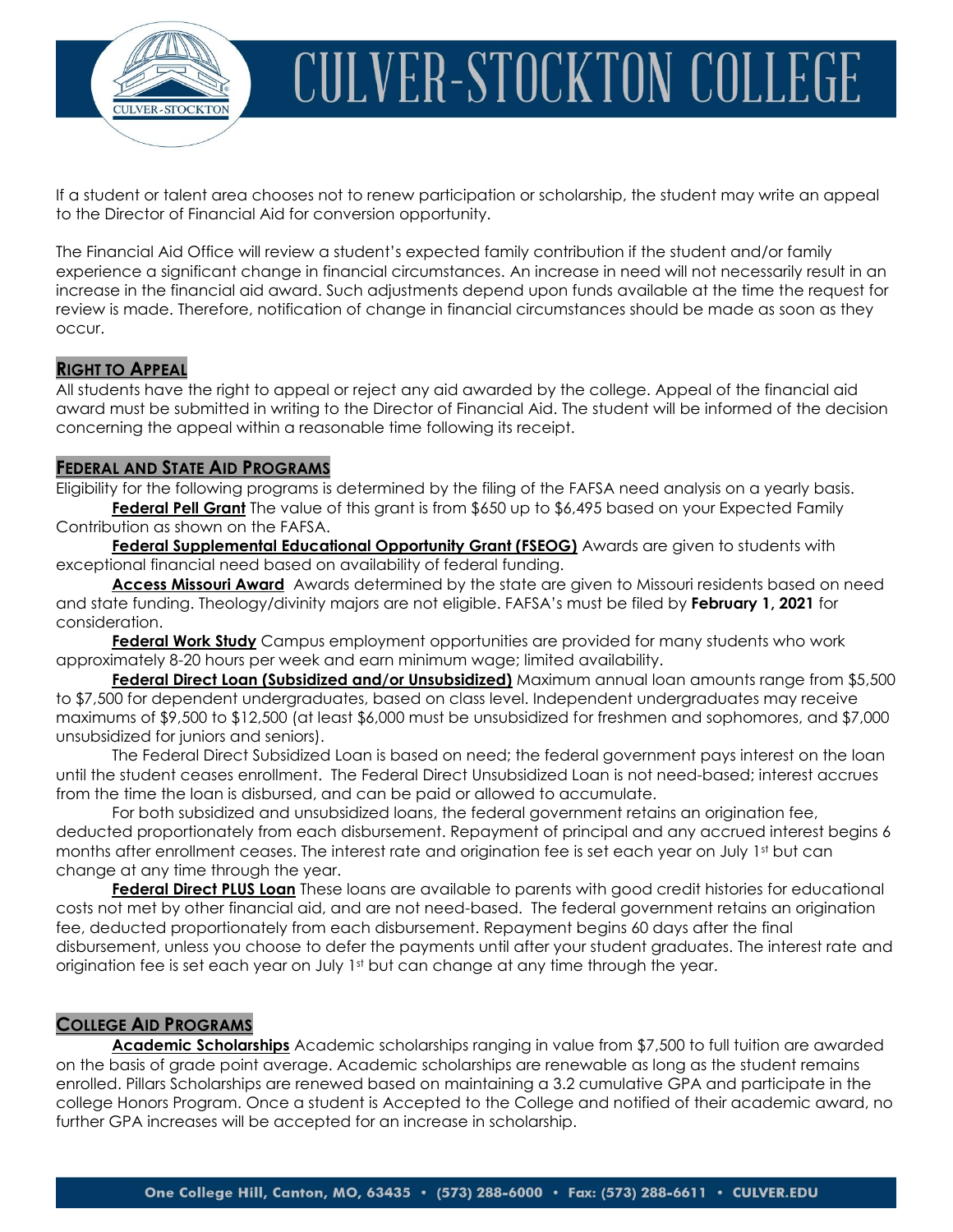If a student or talent area chooses not to renew participation or scholarship, the student may write an appeal to the Director of Financial Aid for conversion opportunity.

The Financial Aid Office will review a student's expected family contribution if the student and/or family experience a significant change in financial circumstances. An increase in need will not necessarily result in an increase in the financial aid award. Such adjustments depend upon funds available at the time the request for review is made. Therefore, notification of change in financial circumstances should be made as soon as they occur.

## RIGHT TO APPEAL

All students have the right to appeal or reject any aid awarded by the college. Appeal of the financial aid award must be submitted in writing to the Director of Financial Aid. The student will be informed of the decision concerning the appeal within a reasonable time following its receipt.

## FEDERAL AND STATE AID PROGRAMS

Eligibility for the following programs is determined by the filing of the FAFSA need analysis on a yearly basis.

**Federal Pell Grant** The value of this grant is from $650 up to $6,495 based on your Expected Family Contribution as shown on the FAFSA.

**Federal Supplemental Educational Opportunity Grant (FSEOG)** Awards are given to students with exceptional financial need based on availability of federal funding.

**Access Missouri Award** Awards determined by the state are given to Missouri residents based on need and state funding. Theology/divinity majors are not eligible. FAFSA's must be filed by **February 1, 2021** for consideration.

**Federal Work Study** Campus employment opportunities are provided for many students who work approximately 8-20 hours per week and earn minimum wage; limited availability.

**Federal Direct Loan (Subsidized and/or Unsubsidized)** Maximum annual loan amounts range from $5,500 to $7,500 for dependent undergraduates, based on class level. Independent undergraduates may receive maximums of $9,500 to $12,500 (at least $6,000 must be unsubsidized for freshmen and sophomores, and $7,000 unsubsidized for juniors and seniors).

The Federal Direct Subsidized Loan is based on need; the federal government pays interest on the loan until the student ceases enrollment. The Federal Direct Unsubsidized Loan is not need-based; interest accrues from the time the loan is disbursed, and can be paid or allowed to accumulate.

For both subsidized and unsubsidized loans, the federal government retains an origination fee, deducted proportionately from each disbursement. Repayment of principal and any accrued interest begins 6 months after enrollment ceases. The interest rate and origination fee is set each year on July 1st but can change at any time through the year.

**Federal Direct PLUS Loan** These loans are available to parents with good credit histories for educational costs not met by other financial aid, and are not need-based. The federal government retains an origination fee, deducted proportionately from each disbursement. Repayment begins 60 days after the final disbursement, unless you choose to defer the payments until after your student graduates. The interest rate and origination fee is set each year on July 1st but can change at any time through the year.

## COLLEGE AID PROGRAMS

**Academic Scholarships** Academic scholarships ranging in value from $7,500 to full tuition are awarded on the basis of grade point average. Academic scholarships are renewable as long as the student remains enrolled. Pillars Scholarships are renewed based on maintaining a 3.2 cumulative GPA and participate in the college Honors Program. Once a student is Accepted to the College and notified of their academic award, no further GPA increases will be accepted for an increase in scholarship.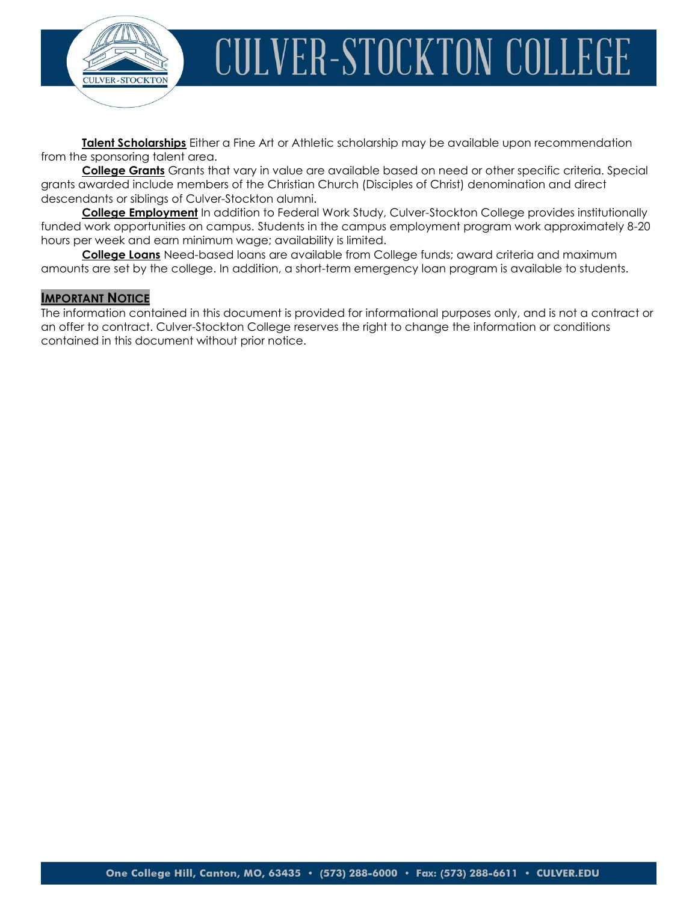**Talent Scholarships** Either a Fine Art or Athletic scholarship may be available upon recommendation from the sponsoring talent area.

**College Grants** Grants that vary in value are available based on need or other specific criteria. Special grants awarded include members of the Christian Church (Disciples of Christ) denomination and direct descendants or siblings of Culver-Stockton alumni.

**College Employment** In addition to Federal Work Study, Culver-Stockton College provides institutionally funded work opportunities on campus. Students in the campus employment program work approximately 8-20 hours per week and earn minimum wage; availability is limited.

**College Loans** Need-based loans are available from College funds; award criteria and maximum amounts are set by the college. In addition, a short-term emergency loan program is available to students.

## Important Notice

The information contained in this document is provided for informational purposes only, and is not a contract or an offer to contract. Culver-Stockton College reserves the right to change the information or conditions contained in this document without prior notice.